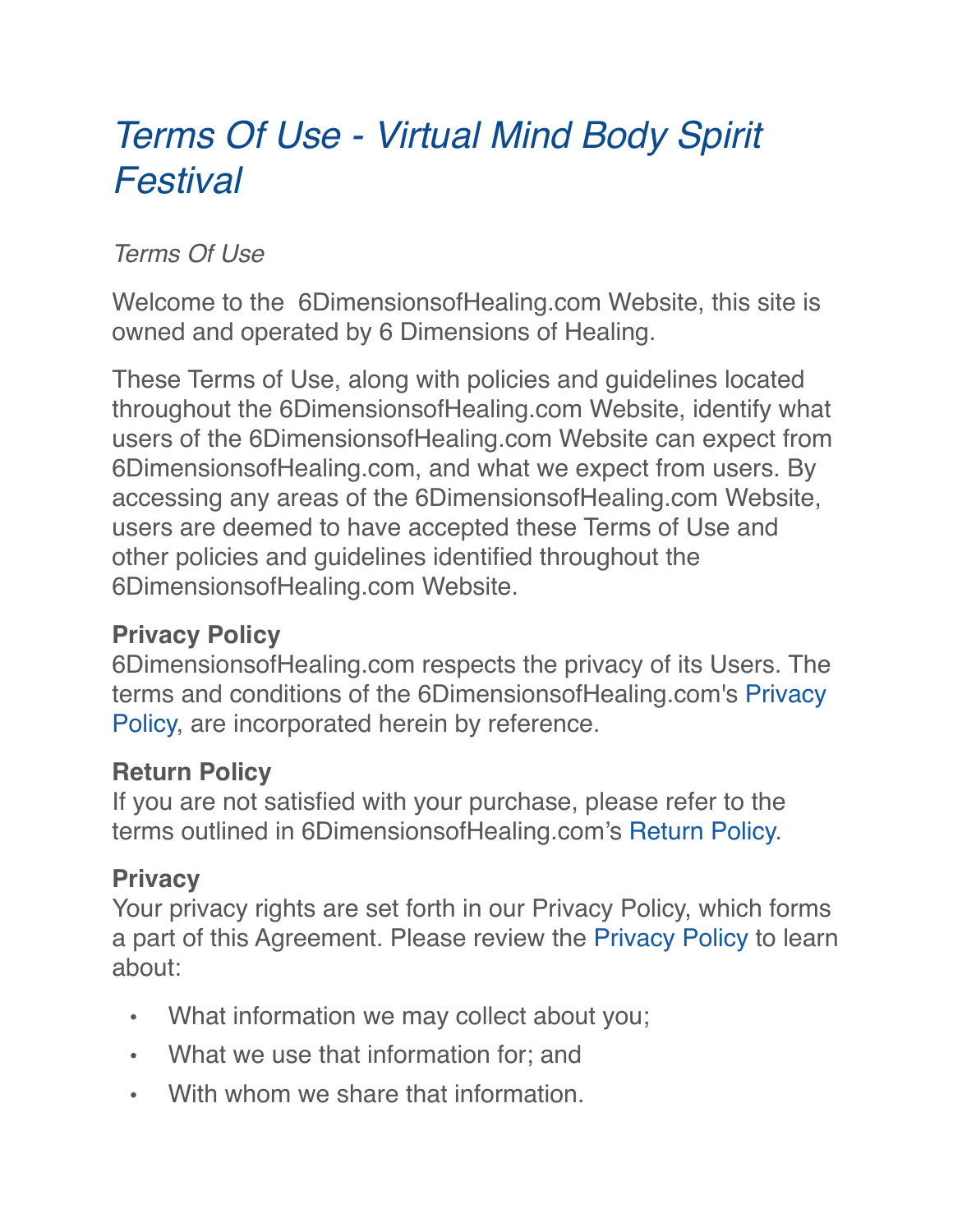# *Terms Of Use - Virtual Mind Body Spirit Festival*

*Terms Of Use*

Welcome to the 6DimensionsofHealing.com Website, this site is owned and operated by 6 Dimensions of Healing.

These Terms of Use, along with policies and guidelines located throughout the 6DimensionsofHealing.com Website, identify what users of the 6DimensionsofHealing.com Website can expect from 6DimensionsofHealing.com, and what we expect from users. By accessing any areas of the 6DimensionsofHealing.com Website, users are deemed to have accepted these Terms of Use and other policies and guidelines identified throughout the 6DimensionsofHealing.com Website.

**Privacy Policy**

6DimensionsofHealing.com respects the privacy of its Users. The terms and conditions of the 6DimensionsofHealing.com's Privacy Policy, are incorporated herein by reference.

**Return Policy**

If you are not satisfied with your purchase, please refer to the terms outlined in 6DimensionsofHealing.com's Return Policy.

**Privacy**

Your privacy rights are set forth in our Privacy Policy, which forms a part of this Agreement. Please review the Privacy Policy to learn about:

- What information we may collect about you;
- What we use that information for; and
- With whom we share that information.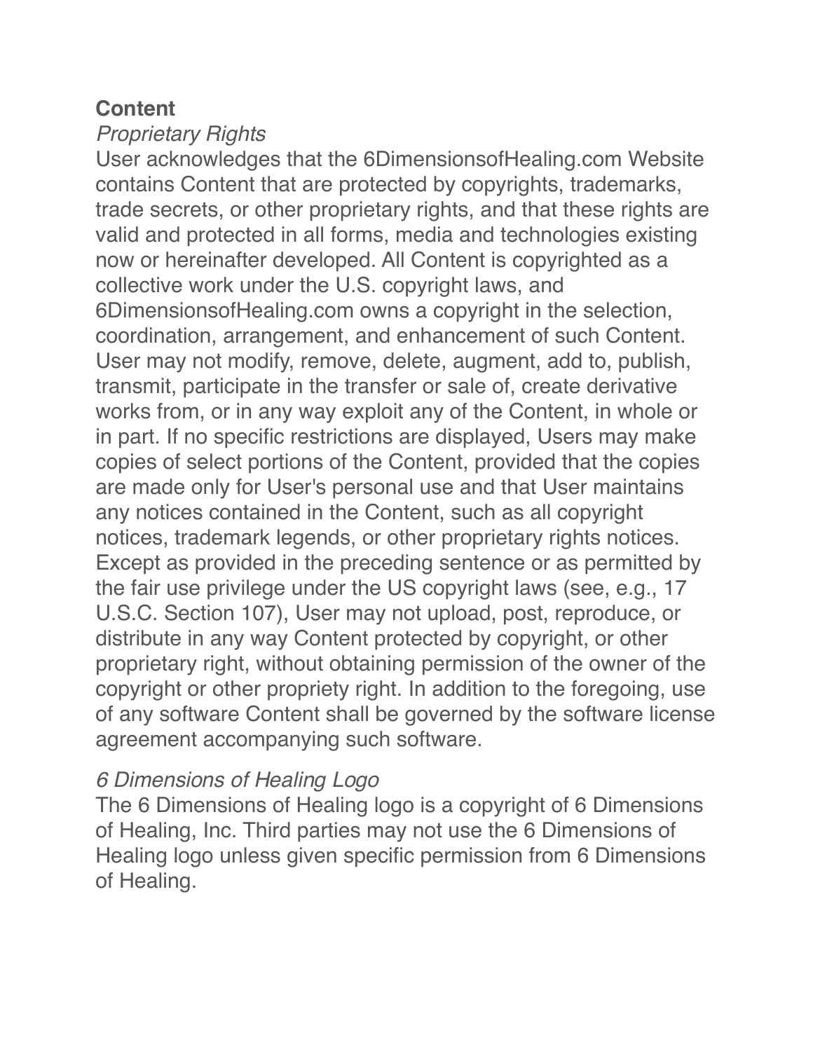## Content

*Proprietary Rights*

User acknowledges that the 6DimensionsofHealing.com Website contains Content that are protected by copyrights, trademarks, trade secrets, or other proprietary rights, and that these rights are valid and protected in all forms, media and technologies existing now or hereinafter developed. All Content is copyrighted as a collective work under the U.S. copyright laws, and 6DimensionsofHealing.com owns a copyright in the selection, coordination, arrangement, and enhancement of such Content. User may not modify, remove, delete, augment, add to, publish, transmit, participate in the transfer or sale of, create derivative works from, or in any way exploit any of the Content, in whole or in part. If no specific restrictions are displayed, Users may make copies of select portions of the Content, provided that the copies are made only for User's personal use and that User maintains any notices contained in the Content, such as all copyright notices, trademark legends, or other proprietary rights notices. Except as provided in the preceding sentence or as permitted by the fair use privilege under the US copyright laws (see, e.g., 17 U.S.C. Section 107), User may not upload, post, reproduce, or distribute in any way Content protected by copyright, or other proprietary right, without obtaining permission of the owner of the copyright or other propriety right. In addition to the foregoing, use of any software Content shall be governed by the software license agreement accompanying such software.

*6 Dimensions of Healing Logo*

The 6 Dimensions of Healing logo is a copyright of 6 Dimensions of Healing, Inc. Third parties may not use the 6 Dimensions of Healing logo unless given specific permission from 6 Dimensions of Healing.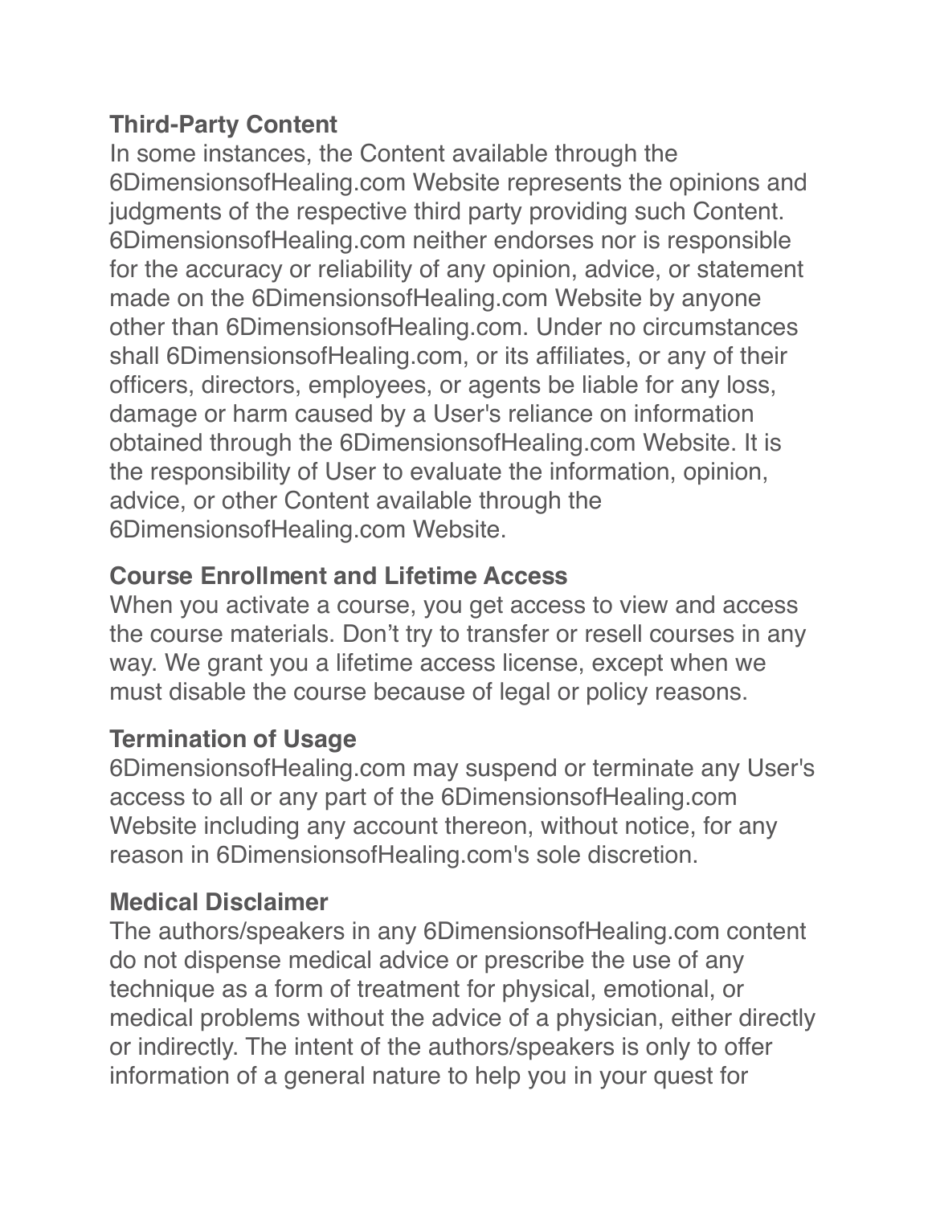## Third-Party Content

In some instances, the Content available through the 6DimensionsofHealing.com Website represents the opinions and judgments of the respective third party providing such Content. 6DimensionsofHealing.com neither endorses nor is responsible for the accuracy or reliability of any opinion, advice, or statement made on the 6DimensionsofHealing.com Website by anyone other than 6DimensionsofHealing.com. Under no circumstances shall 6DimensionsofHealing.com, or its affiliates, or any of their officers, directors, employees, or agents be liable for any loss, damage or harm caused by a User's reliance on information obtained through the 6DimensionsofHealing.com Website. It is the responsibility of User to evaluate the information, opinion, advice, or other Content available through the 6DimensionsofHealing.com Website.

## Course Enrollment and Lifetime Access

When you activate a course, you get access to view and access the course materials. Don't try to transfer or resell courses in any way. We grant you a lifetime access license, except when we must disable the course because of legal or policy reasons.

## Termination of Usage

6DimensionsofHealing.com may suspend or terminate any User's access to all or any part of the 6DimensionsofHealing.com Website including any account thereon, without notice, for any reason in 6DimensionsofHealing.com's sole discretion.

## Medical Disclaimer

The authors/speakers in any 6DimensionsofHealing.com content do not dispense medical advice or prescribe the use of any technique as a form of treatment for physical, emotional, or medical problems without the advice of a physician, either directly or indirectly. The intent of the authors/speakers is only to offer information of a general nature to help you in your quest for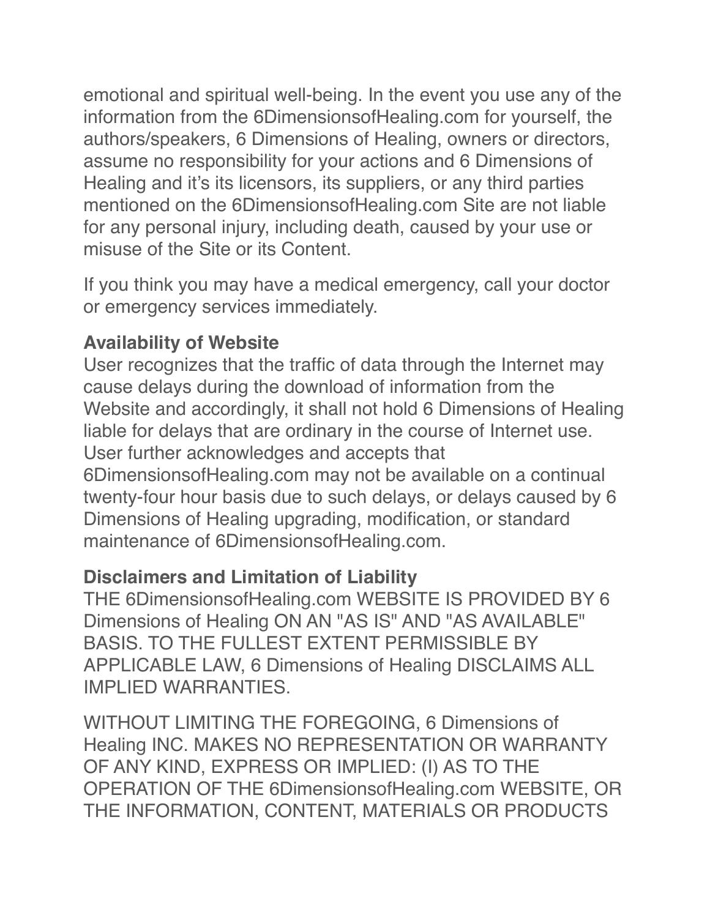emotional and spiritual well-being. In the event you use any of the information from the 6DimensionsofHealing.com for yourself, the authors/speakers, 6 Dimensions of Healing, owners or directors, assume no responsibility for your actions and 6 Dimensions of Healing and it's its licensors, its suppliers, or any third parties mentioned on the 6DimensionsofHealing.com Site are not liable for any personal injury, including death, caused by your use or misuse of the Site or its Content.

If you think you may have a medical emergency, call your doctor or emergency services immediately.

**Availability of Website**
User recognizes that the traffic of data through the Internet may cause delays during the download of information from the Website and accordingly, it shall not hold 6 Dimensions of Healing liable for delays that are ordinary in the course of Internet use. User further acknowledges and accepts that 6DimensionsofHealing.com may not be available on a continual twenty-four hour basis due to such delays, or delays caused by 6 Dimensions of Healing upgrading, modification, or standard maintenance of 6DimensionsofHealing.com.

**Disclaimers and Limitation of Liability**
THE 6DimensionsofHealing.com WEBSITE IS PROVIDED BY 6 Dimensions of Healing ON AN "AS IS" AND "AS AVAILABLE" BASIS. TO THE FULLEST EXTENT PERMISSIBLE BY APPLICABLE LAW, 6 Dimensions of Healing DISCLAIMS ALL IMPLIED WARRANTIES.

WITHOUT LIMITING THE FOREGOING, 6 Dimensions of Healing INC. MAKES NO REPRESENTATION OR WARRANTY OF ANY KIND, EXPRESS OR IMPLIED: (I) AS TO THE OPERATION OF THE 6DimensionsofHealing.com WEBSITE, OR THE INFORMATION, CONTENT, MATERIALS OR PRODUCTS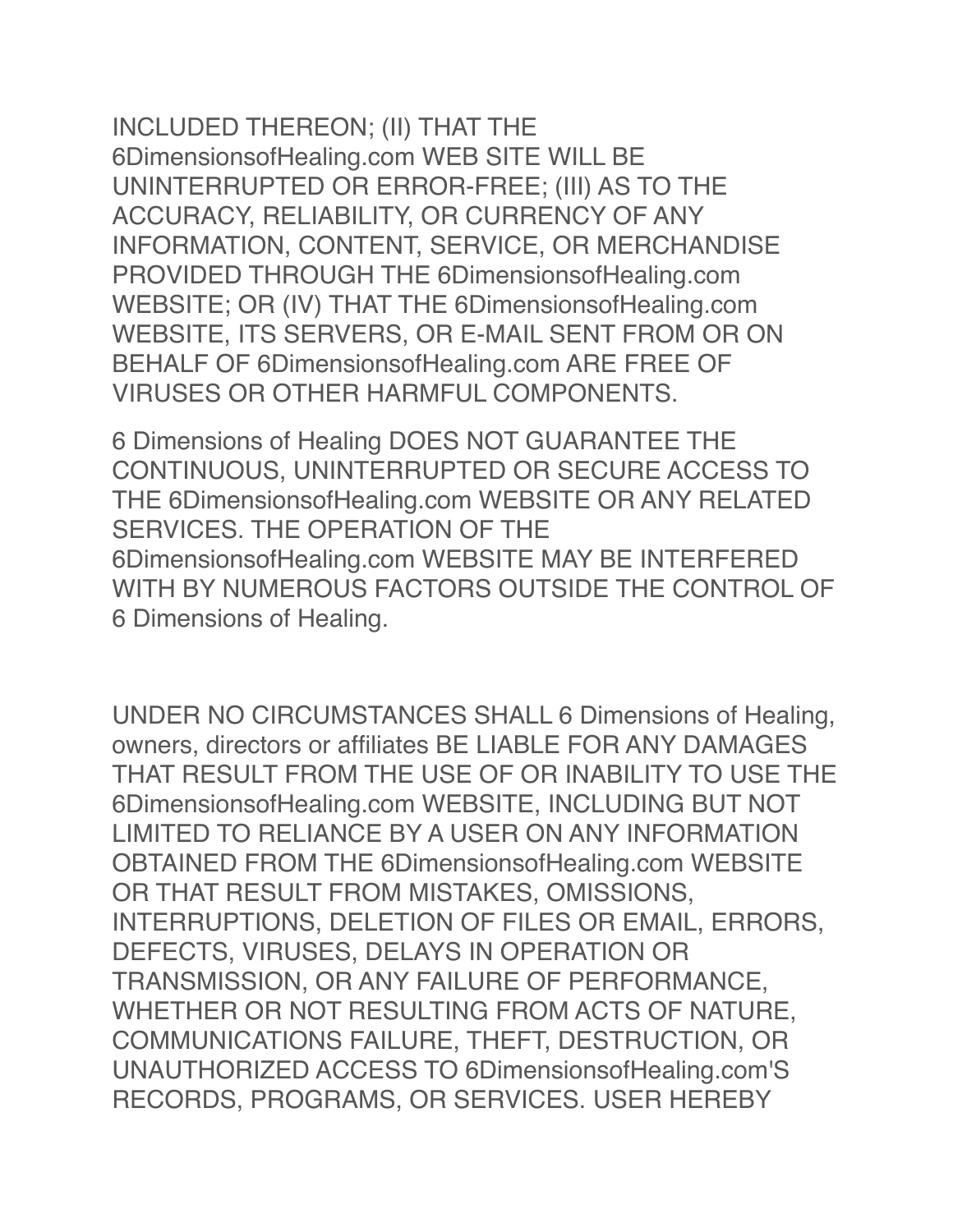INCLUDED THEREON; (II) THAT THE 6DimensionsofHealing.com WEB SITE WILL BE UNINTERRUPTED OR ERROR-FREE; (III) AS TO THE ACCURACY, RELIABILITY, OR CURRENCY OF ANY INFORMATION, CONTENT, SERVICE, OR MERCHANDISE PROVIDED THROUGH THE 6DimensionsofHealing.com WEBSITE; OR (IV) THAT THE 6DimensionsofHealing.com WEBSITE, ITS SERVERS, OR E-MAIL SENT FROM OR ON BEHALF OF 6DimensionsofHealing.com ARE FREE OF VIRUSES OR OTHER HARMFUL COMPONENTS.

6 Dimensions of Healing DOES NOT GUARANTEE THE CONTINUOUS, UNINTERRUPTED OR SECURE ACCESS TO THE 6DimensionsofHealing.com WEBSITE OR ANY RELATED SERVICES. THE OPERATION OF THE 6DimensionsofHealing.com WEBSITE MAY BE INTERFERED WITH BY NUMEROUS FACTORS OUTSIDE THE CONTROL OF 6 Dimensions of Healing.

UNDER NO CIRCUMSTANCES SHALL 6 Dimensions of Healing, owners, directors or affiliates BE LIABLE FOR ANY DAMAGES THAT RESULT FROM THE USE OF OR INABILITY TO USE THE 6DimensionsofHealing.com WEBSITE, INCLUDING BUT NOT LIMITED TO RELIANCE BY A USER ON ANY INFORMATION OBTAINED FROM THE 6DimensionsofHealing.com WEBSITE OR THAT RESULT FROM MISTAKES, OMISSIONS, INTERRUPTIONS, DELETION OF FILES OR EMAIL, ERRORS, DEFECTS, VIRUSES, DELAYS IN OPERATION OR TRANSMISSION, OR ANY FAILURE OF PERFORMANCE, WHETHER OR NOT RESULTING FROM ACTS OF NATURE, COMMUNICATIONS FAILURE, THEFT, DESTRUCTION, OR UNAUTHORIZED ACCESS TO 6DimensionsofHealing.com'S RECORDS, PROGRAMS, OR SERVICES. USER HEREBY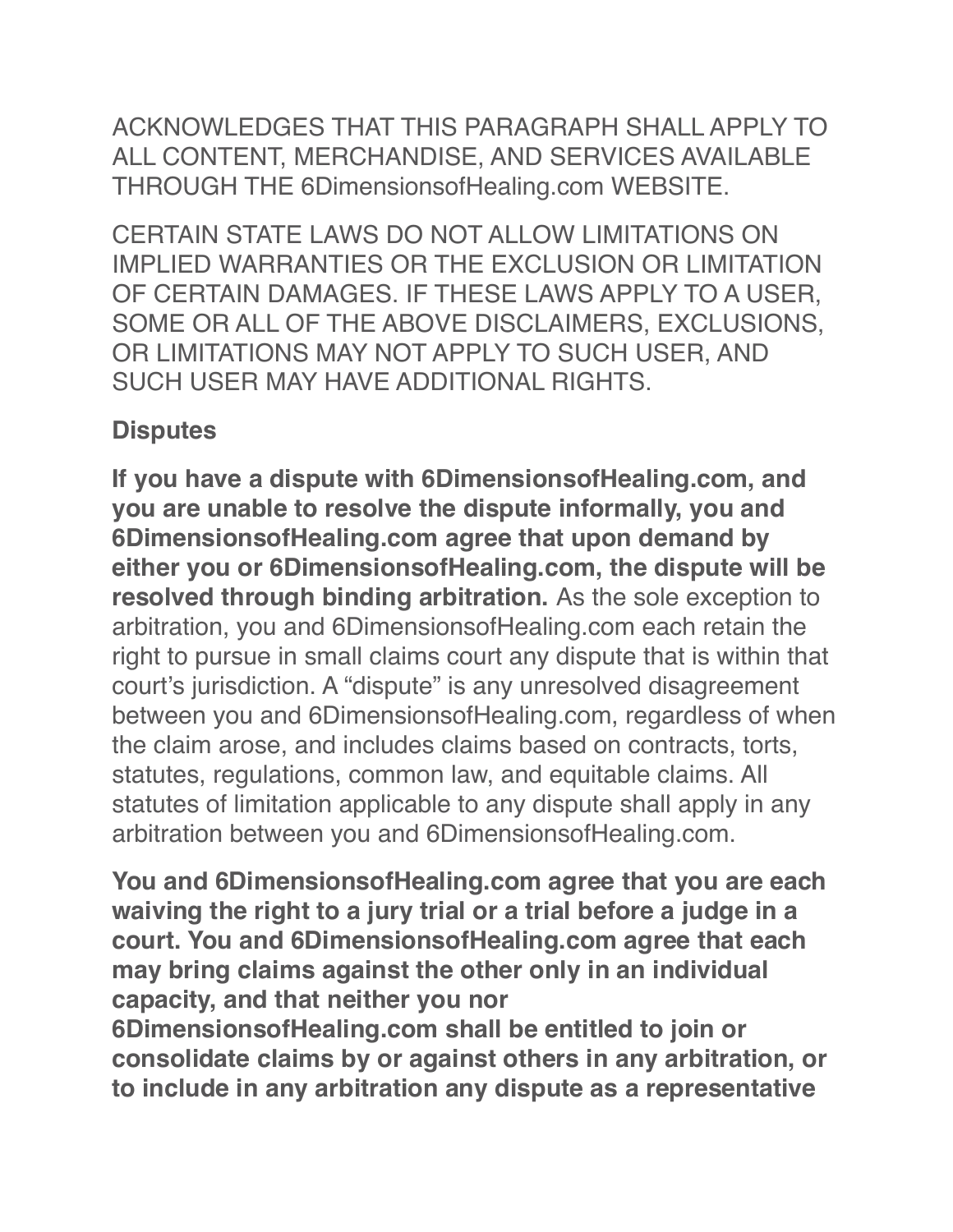ACKNOWLEDGES THAT THIS PARAGRAPH SHALL APPLY TO ALL CONTENT, MERCHANDISE, AND SERVICES AVAILABLE THROUGH THE 6DimensionsofHealing.com WEBSITE.

CERTAIN STATE LAWS DO NOT ALLOW LIMITATIONS ON IMPLIED WARRANTIES OR THE EXCLUSION OR LIMITATION OF CERTAIN DAMAGES. IF THESE LAWS APPLY TO A USER, SOME OR ALL OF THE ABOVE DISCLAIMERS, EXCLUSIONS, OR LIMITATIONS MAY NOT APPLY TO SUCH USER, AND SUCH USER MAY HAVE ADDITIONAL RIGHTS.

**Disputes**

**If you have a dispute with 6DimensionsofHealing.com, and you are unable to resolve the dispute informally, you and 6DimensionsofHealing.com agree that upon demand by either you or 6DimensionsofHealing.com, the dispute will be resolved through binding arbitration.** As the sole exception to arbitration, you and 6DimensionsofHealing.com each retain the right to pursue in small claims court any dispute that is within that court's jurisdiction. A "dispute" is any unresolved disagreement between you and 6DimensionsofHealing.com, regardless of when the claim arose, and includes claims based on contracts, torts, statutes, regulations, common law, and equitable claims. All statutes of limitation applicable to any dispute shall apply in any arbitration between you and 6DimensionsofHealing.com.

**You and 6DimensionsofHealing.com agree that you are each waiving the right to a jury trial or a trial before a judge in a court. You and 6DimensionsofHealing.com agree that each may bring claims against the other only in an individual capacity, and that neither you nor 6DimensionsofHealing.com shall be entitled to join or consolidate claims by or against others in any arbitration, or to include in any arbitration any dispute as a representative**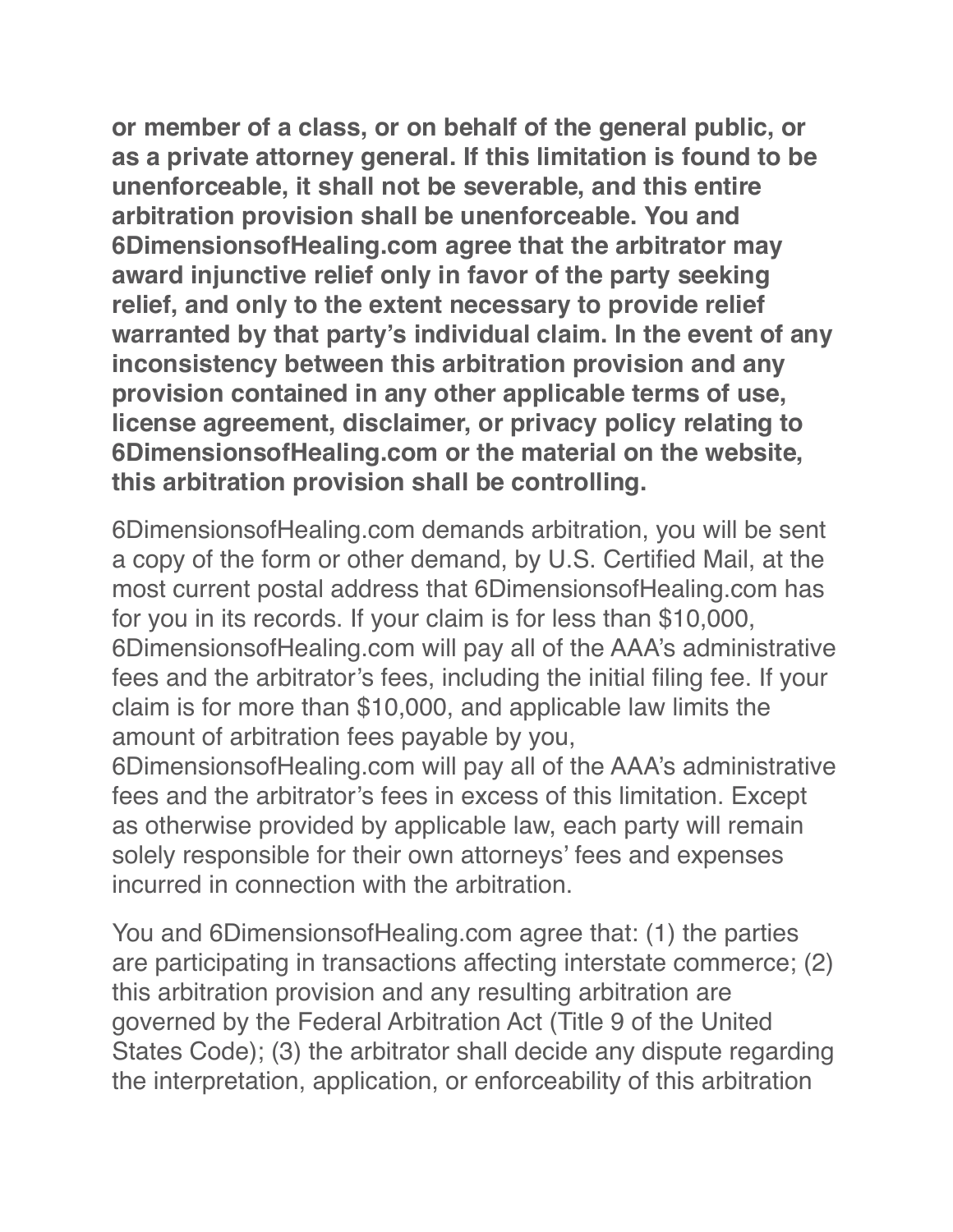**or member of a class, or on behalf of the general public, or as a private attorney general. If this limitation is found to be unenforceable, it shall not be severable, and this entire arbitration provision shall be unenforceable. You and 6DimensionsofHealing.com agree that the arbitrator may award injunctive relief only in favor of the party seeking relief, and only to the extent necessary to provide relief warranted by that party's individual claim. In the event of any inconsistency between this arbitration provision and any provision contained in any other applicable terms of use, license agreement, disclaimer, or privacy policy relating to 6DimensionsofHealing.com or the material on the website, this arbitration provision shall be controlling.**

6DimensionsofHealing.com demands arbitration, you will be sent a copy of the form or other demand, by U.S. Certified Mail, at the most current postal address that 6DimensionsofHealing.com has for you in its records. If your claim is for less than $10,000, 6DimensionsofHealing.com will pay all of the AAA's administrative fees and the arbitrator's fees, including the initial filing fee. If your claim is for more than $10,000, and applicable law limits the amount of arbitration fees payable by you, 6DimensionsofHealing.com will pay all of the AAA's administrative fees and the arbitrator's fees in excess of this limitation. Except as otherwise provided by applicable law, each party will remain solely responsible for their own attorneys' fees and expenses incurred in connection with the arbitration.

You and 6DimensionsofHealing.com agree that: (1) the parties are participating in transactions affecting interstate commerce; (2) this arbitration provision and any resulting arbitration are governed by the Federal Arbitration Act (Title 9 of the United States Code); (3) the arbitrator shall decide any dispute regarding the interpretation, application, or enforceability of this arbitration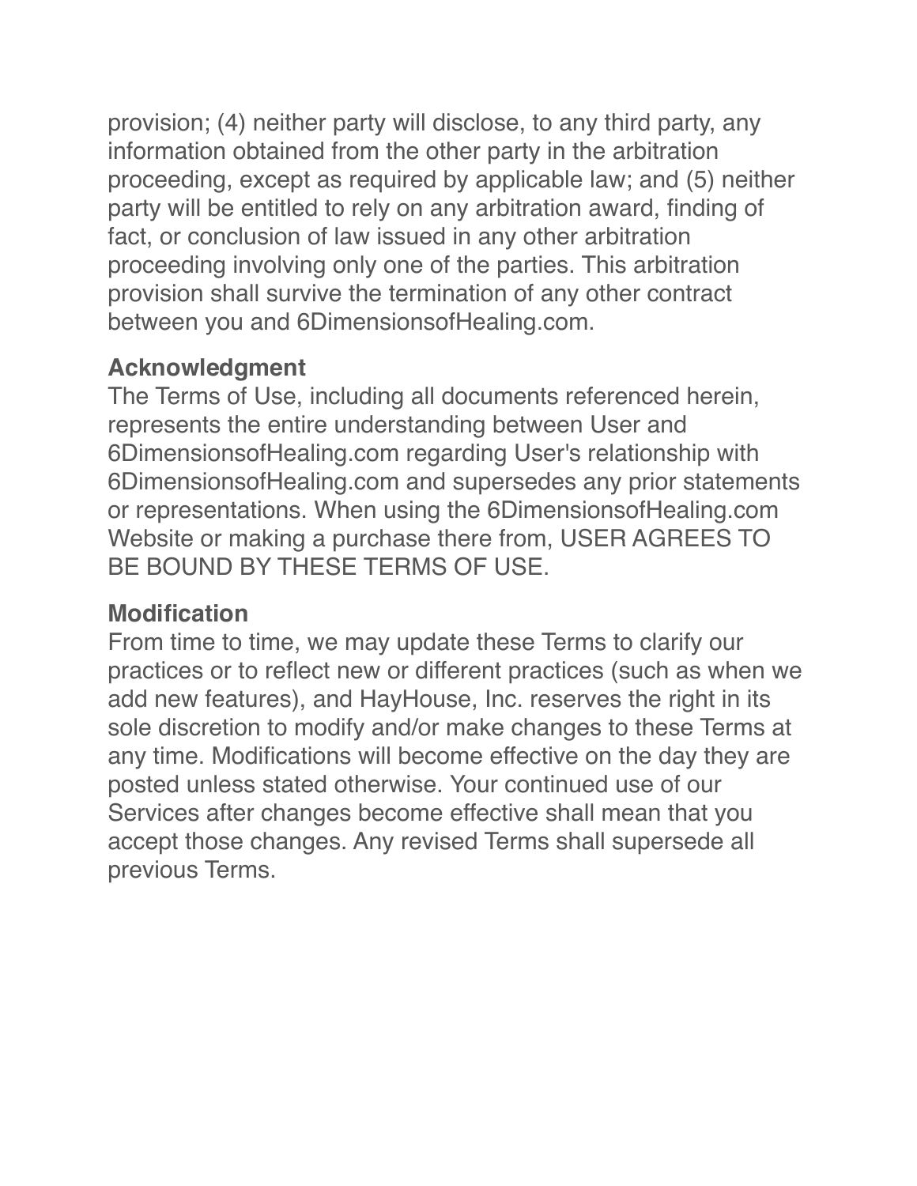provision; (4) neither party will disclose, to any third party, any information obtained from the other party in the arbitration proceeding, except as required by applicable law; and (5) neither party will be entitled to rely on any arbitration award, finding of fact, or conclusion of law issued in any other arbitration proceeding involving only one of the parties. This arbitration provision shall survive the termination of any other contract between you and 6DimensionsofHealing.com.

**Acknowledgment**
The Terms of Use, including all documents referenced herein, represents the entire understanding between User and 6DimensionsofHealing.com regarding User's relationship with 6DimensionsofHealing.com and supersedes any prior statements or representations. When using the 6DimensionsofHealing.com Website or making a purchase there from, USER AGREES TO BE BOUND BY THESE TERMS OF USE.

**Modification**
From time to time, we may update these Terms to clarify our practices or to reflect new or different practices (such as when we add new features), and HayHouse, Inc. reserves the right in its sole discretion to modify and/or make changes to these Terms at any time. Modifications will become effective on the day they are posted unless stated otherwise. Your continued use of our Services after changes become effective shall mean that you accept those changes. Any revised Terms shall supersede all previous Terms.